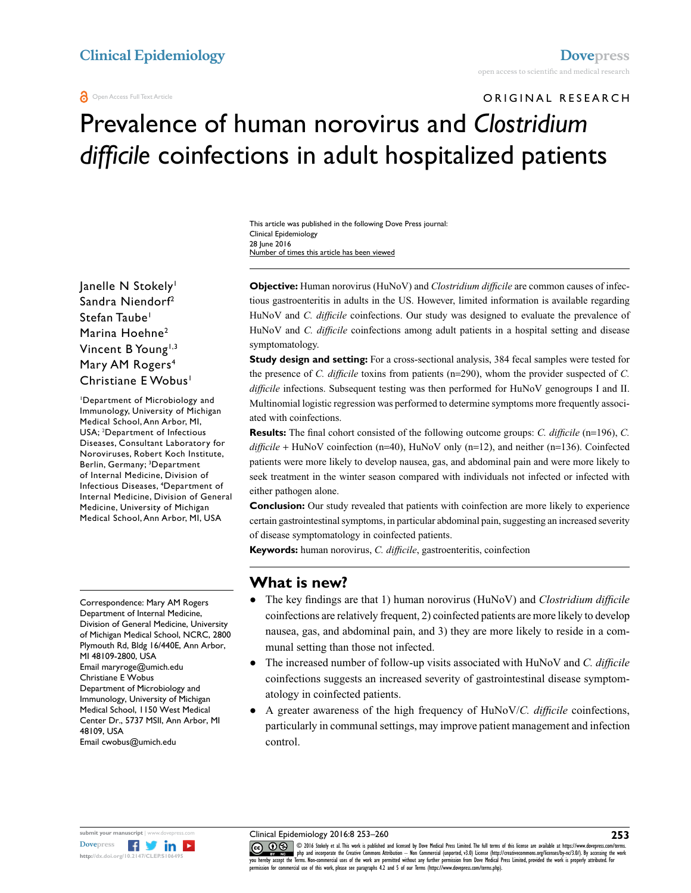Clinical Epidemiology

Dovepress

open access to scientific and medical research

Open Access Full Text Article

ORIGINAL RESEARCH

# Prevalence of human norovirus and *Clostridium difficile* coinfections in adult hospitalized patients

This article was published in the following Dove Press journal:
Clinical Epidemiology
28 June 2016
Number of times this article has been viewed

Janelle N Stokely[1]
Sandra Niendorf[2]
Stefan Taube[1]
Marina Hoehne[2]
Vincent B Young[1,3]
Mary AM Rogers[4]
Christiane E Wobus[1]

[1]Department of Microbiology and Immunology, University of Michigan Medical School, Ann Arbor, MI, USA; [2]Department of Infectious Diseases, Consultant Laboratory for Noroviruses, Robert Koch Institute, Berlin, Germany; [3]Department of Internal Medicine, Division of Infectious Diseases, [4]Department of Internal Medicine, Division of General Medicine, University of Michigan Medical School, Ann Arbor, MI, USA

**Objective:** Human norovirus (HuNoV) and *Clostridium difficile* are common causes of infectious gastroenteritis in adults in the US. However, limited information is available regarding HuNoV and *C. difficile* coinfections. Our study was designed to evaluate the prevalence of HuNoV and *C. difficile* coinfections among adult patients in a hospital setting and disease symptomatology.

**Study design and setting:** For a cross-sectional analysis, 384 fecal samples were tested for the presence of *C. difficile* toxins from patients (n=290), whom the provider suspected of *C. difficile* infections. Subsequent testing was then performed for HuNoV genogroups I and II. Multinomial logistic regression was performed to determine symptoms more frequently associated with coinfections.

**Results:** The final cohort consisted of the following outcome groups: *C. difficile* (n=196), *C. difficile* + HuNoV coinfection (n=40), HuNoV only (n=12), and neither (n=136). Coinfected patients were more likely to develop nausea, gas, and abdominal pain and were more likely to seek treatment in the winter season compared with individuals not infected or infected with either pathogen alone.

**Conclusion:** Our study revealed that patients with coinfection are more likely to experience certain gastrointestinal symptoms, in particular abdominal pain, suggesting an increased severity of disease symptomatology in coinfected patients.

**Keywords:** human norovirus, *C. difficile*, gastroenteritis, coinfection

## What is new?

- The key findings are that 1) human norovirus (HuNoV) and *Clostridium difficile* coinfections are relatively frequent, 2) coinfected patients are more likely to develop nausea, gas, and abdominal pain, and 3) they are more likely to reside in a communal setting than those not infected.
- The increased number of follow-up visits associated with HuNoV and *C. difficile* coinfections suggests an increased severity of gastrointestinal disease symptomatology in coinfected patients.
- A greater awareness of the high frequency of HuNoV/*C. difficile* coinfections, particularly in communal settings, may improve patient management and infection control.

Correspondence: Mary AM Rogers
Department of Internal Medicine, Division of General Medicine, University of Michigan Medical School, NCRC, 2800 Plymouth Rd, Bldg 16/440E, Ann Arbor, MI 48109-2800, USA
Email maryroge@umich.edu
Christiane E Wobus
Department of Microbiology and Immunology, University of Michigan Medical School, 1150 West Medical Center Dr., 5737 MSII, Ann Arbor, MI 48109, USA
Email cwobus@umich.edu

© 2016 Stokely et al. This work is published and licensed by Dove Medical Press Limited. The full terms of this license are available at https://www.dovepress.com/terms.php and incorporate the Creative Commons Attribution – Non Commercial (unported, v3.0) License (http://creativecommons.org/licenses/by-nc/3.0/). By accessing the work you hereby accept the Terms. Non-commercial uses of the work are permitted without any further permission from Dove Medical Press Limited, provided the work is properly attributed. For permission for commercial use of this work, please see paragraphs 4.2 and 5 of our Terms (https://www.dovepress.com/terms.php).

http://dx.doi.org/10.2147/CLEP.S106495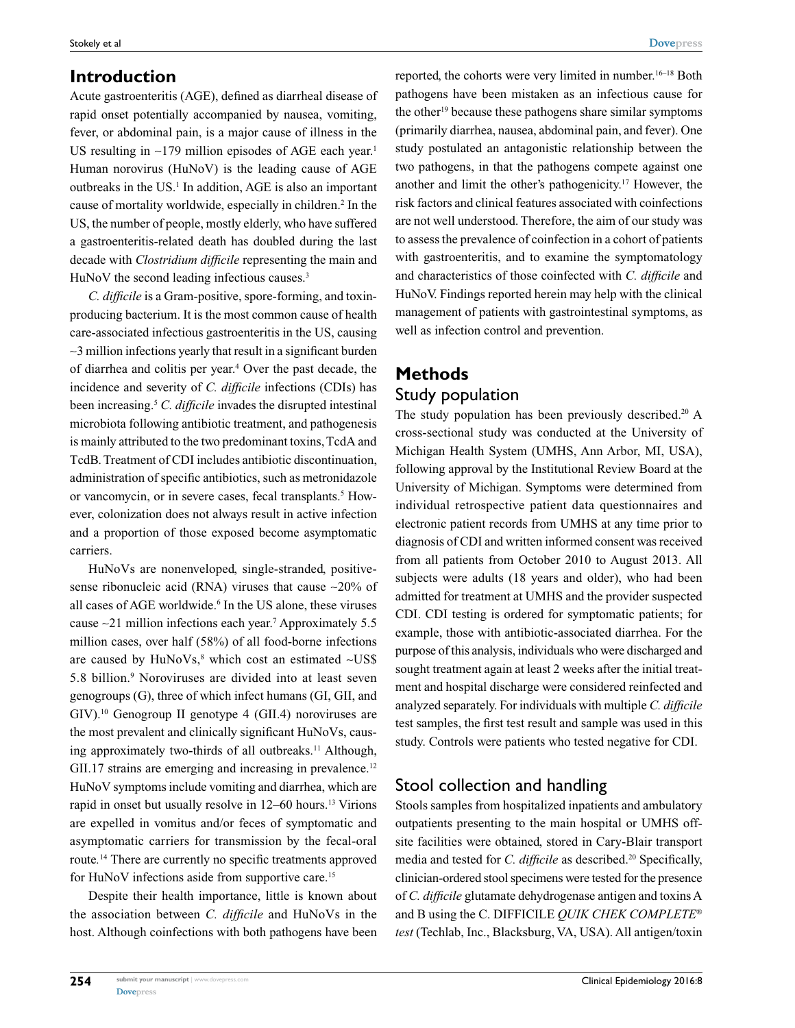## Introduction

Acute gastroenteritis (AGE), defined as diarrheal disease of rapid onset potentially accompanied by nausea, vomiting, fever, or abdominal pain, is a major cause of illness in the US resulting in ~179 million episodes of AGE each year.[1] Human norovirus (HuNoV) is the leading cause of AGE outbreaks in the US.[1] In addition, AGE is also an important cause of mortality worldwide, especially in children.[2] In the US, the number of people, mostly elderly, who have suffered a gastroenteritis-related death has doubled during the last decade with *Clostridium difficile* representing the main and HuNoV the second leading infectious causes.[3]

*C. difficile* is a Gram-positive, spore-forming, and toxin-producing bacterium. It is the most common cause of health care-associated infectious gastroenteritis in the US, causing ~3 million infections yearly that result in a significant burden of diarrhea and colitis per year.[4] Over the past decade, the incidence and severity of *C. difficile* infections (CDIs) has been increasing.[5] *C. difficile* invades the disrupted intestinal microbiota following antibiotic treatment, and pathogenesis is mainly attributed to the two predominant toxins, TcdA and TcdB. Treatment of CDI includes antibiotic discontinuation, administration of specific antibiotics, such as metronidazole or vancomycin, or in severe cases, fecal transplants.[5] However, colonization does not always result in active infection and a proportion of those exposed become asymptomatic carriers.

HuNoVs are nonenveloped, single-stranded, positive-sense ribonucleic acid (RNA) viruses that cause ~20% of all cases of AGE worldwide.[6] In the US alone, these viruses cause ~21 million infections each year.[7] Approximately 5.5 million cases, over half (58%) of all food-borne infections are caused by HuNoVs,[8] which cost an estimated ~US$ 5.8 billion.[9] Noroviruses are divided into at least seven genogroups (G), three of which infect humans (GI, GII, and GIV).[10] Genogroup II genotype 4 (GII.4) noroviruses are the most prevalent and clinically significant HuNoVs, causing approximately two-thirds of all outbreaks.[11] Although, GII.17 strains are emerging and increasing in prevalence.[12] HuNoV symptoms include vomiting and diarrhea, which are rapid in onset but usually resolve in 12–60 hours.[13] Virions are expelled in vomitus and/or feces of symptomatic and asymptomatic carriers for transmission by the fecal-oral route.[14] There are currently no specific treatments approved for HuNoV infections aside from supportive care.[15]

Despite their health importance, little is known about the association between *C. difficile* and HuNoVs in the host. Although coinfections with both pathogens have been reported, the cohorts were very limited in number.[16–18] Both pathogens have been mistaken as an infectious cause for the other[19] because these pathogens share similar symptoms (primarily diarrhea, nausea, abdominal pain, and fever). One study postulated an antagonistic relationship between the two pathogens, in that the pathogens compete against one another and limit the other's pathogenicity.[17] However, the risk factors and clinical features associated with coinfections are not well understood. Therefore, the aim of our study was to assess the prevalence of coinfection in a cohort of patients with gastroenteritis, and to examine the symptomatology and characteristics of those coinfected with *C. difficile* and HuNoV. Findings reported herein may help with the clinical management of patients with gastrointestinal symptoms, as well as infection control and prevention.

## Methods

### Study population

The study population has been previously described.[20] A cross-sectional study was conducted at the University of Michigan Health System (UMHS, Ann Arbor, MI, USA), following approval by the Institutional Review Board at the University of Michigan. Symptoms were determined from individual retrospective patient data questionnaires and electronic patient records from UMHS at any time prior to diagnosis of CDI and written informed consent was received from all patients from October 2010 to August 2013. All subjects were adults (18 years and older), who had been admitted for treatment at UMHS and the provider suspected CDI. CDI testing is ordered for symptomatic patients; for example, those with antibiotic-associated diarrhea. For the purpose of this analysis, individuals who were discharged and sought treatment again at least 2 weeks after the initial treatment and hospital discharge were considered reinfected and analyzed separately. For individuals with multiple *C. difficile* test samples, the first test result and sample was used in this study. Controls were patients who tested negative for CDI.

### Stool collection and handling

Stools samples from hospitalized inpatients and ambulatory outpatients presenting to the main hospital or UMHS off-site facilities were obtained, stored in Cary-Blair transport media and tested for *C. difficile* as described.[20] Specifically, clinician-ordered stool specimens were tested for the presence of *C. difficile* glutamate dehydrogenase antigen and toxins A and B using the C. DIFFICILE *QUIK CHEK COMPLETE*® *test* (Techlab, Inc., Blacksburg, VA, USA). All antigen/toxin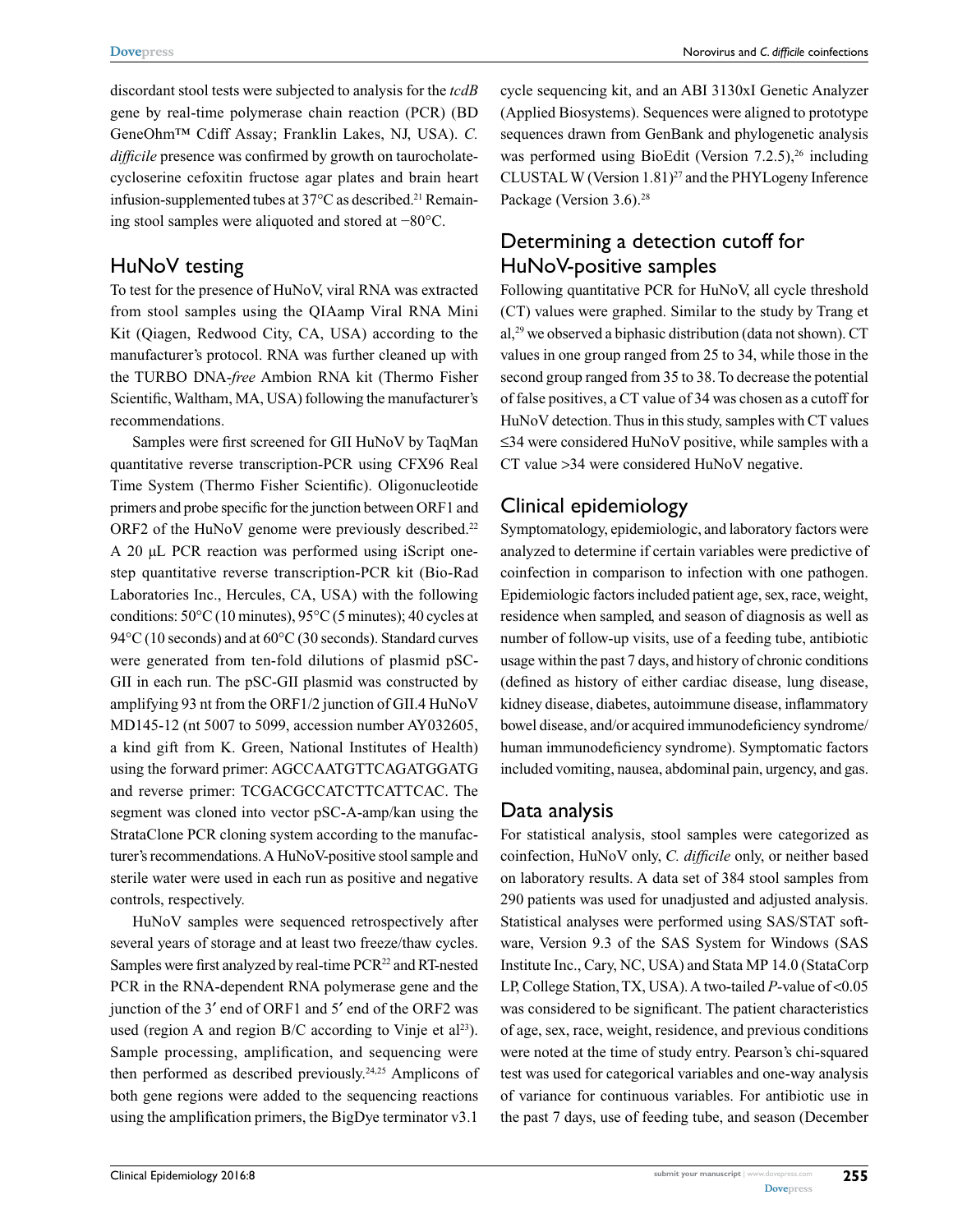discordant stool tests were subjected to analysis for the *tcdB* gene by real-time polymerase chain reaction (PCR) (BD GeneOhm™ Cdiff Assay; Franklin Lakes, NJ, USA). *C. difficile* presence was confirmed by growth on taurocholate-cycloserine cefoxitin fructose agar plates and brain heart infusion-supplemented tubes at 37°C as described.[21] Remaining stool samples were aliquoted and stored at −80°C.

## HuNoV testing

To test for the presence of HuNoV, viral RNA was extracted from stool samples using the QIAamp Viral RNA Mini Kit (Qiagen, Redwood City, CA, USA) according to the manufacturer's protocol. RNA was further cleaned up with the TURBO DNA-*free* Ambion RNA kit (Thermo Fisher Scientific, Waltham, MA, USA) following the manufacturer's recommendations.

Samples were first screened for GII HuNoV by TaqMan quantitative reverse transcription-PCR using CFX96 Real Time System (Thermo Fisher Scientific). Oligonucleotide primers and probe specific for the junction between ORF1 and ORF2 of the HuNoV genome were previously described.[22] A 20 μL PCR reaction was performed using iScript one-step quantitative reverse transcription-PCR kit (Bio-Rad Laboratories Inc., Hercules, CA, USA) with the following conditions: 50°C (10 minutes), 95°C (5 minutes); 40 cycles at 94°C (10 seconds) and at 60°C (30 seconds). Standard curves were generated from ten-fold dilutions of plasmid pSC-GII in each run. The pSC-GII plasmid was constructed by amplifying 93 nt from the ORF1/2 junction of GII.4 HuNoV MD145-12 (nt 5007 to 5099, accession number AY032605, a kind gift from K. Green, National Institutes of Health) using the forward primer: AGCCAATGTTCAGATGGATG and reverse primer: TCGACGCCATCTTCATTCAC. The segment was cloned into vector pSC-A-amp/kan using the StrataClone PCR cloning system according to the manufacturer's recommendations. A HuNoV-positive stool sample and sterile water were used in each run as positive and negative controls, respectively.

HuNoV samples were sequenced retrospectively after several years of storage and at least two freeze/thaw cycles. Samples were first analyzed by real-time PCR[22] and RT-nested PCR in the RNA-dependent RNA polymerase gene and the junction of the 3′ end of ORF1 and 5′ end of the ORF2 was used (region A and region B/C according to Vinje et al[23]). Sample processing, amplification, and sequencing were then performed as described previously.[24,25] Amplicons of both gene regions were added to the sequencing reactions using the amplification primers, the BigDye terminator v3.1 cycle sequencing kit, and an ABI 3130xI Genetic Analyzer (Applied Biosystems). Sequences were aligned to prototype sequences drawn from GenBank and phylogenetic analysis was performed using BioEdit (Version 7.2.5),[26] including CLUSTAL W (Version 1.81)[27] and the PHYLogeny Inference Package (Version 3.6).[28]

## Determining a detection cutoff for HuNoV-positive samples

Following quantitative PCR for HuNoV, all cycle threshold (CT) values were graphed. Similar to the study by Trang et al,[29] we observed a biphasic distribution (data not shown). CT values in one group ranged from 25 to 34, while those in the second group ranged from 35 to 38. To decrease the potential of false positives, a CT value of 34 was chosen as a cutoff for HuNoV detection. Thus in this study, samples with CT values ≤34 were considered HuNoV positive, while samples with a CT value >34 were considered HuNoV negative.

## Clinical epidemiology

Symptomatology, epidemiologic, and laboratory factors were analyzed to determine if certain variables were predictive of coinfection in comparison to infection with one pathogen. Epidemiologic factors included patient age, sex, race, weight, residence when sampled, and season of diagnosis as well as number of follow-up visits, use of a feeding tube, antibiotic usage within the past 7 days, and history of chronic conditions (defined as history of either cardiac disease, lung disease, kidney disease, diabetes, autoimmune disease, inflammatory bowel disease, and/or acquired immunodeficiency syndrome/human immunodeficiency syndrome). Symptomatic factors included vomiting, nausea, abdominal pain, urgency, and gas.

## Data analysis

For statistical analysis, stool samples were categorized as coinfection, HuNoV only, *C. difficile* only, or neither based on laboratory results. A data set of 384 stool samples from 290 patients was used for unadjusted and adjusted analysis. Statistical analyses were performed using SAS/STAT software, Version 9.3 of the SAS System for Windows (SAS Institute Inc., Cary, NC, USA) and Stata MP 14.0 (StataCorp LP, College Station, TX, USA). A two-tailed *P*-value of <0.05 was considered to be significant. The patient characteristics of age, sex, race, weight, residence, and previous conditions were noted at the time of study entry. Pearson's chi-squared test was used for categorical variables and one-way analysis of variance for continuous variables. For antibiotic use in the past 7 days, use of feeding tube, and season (December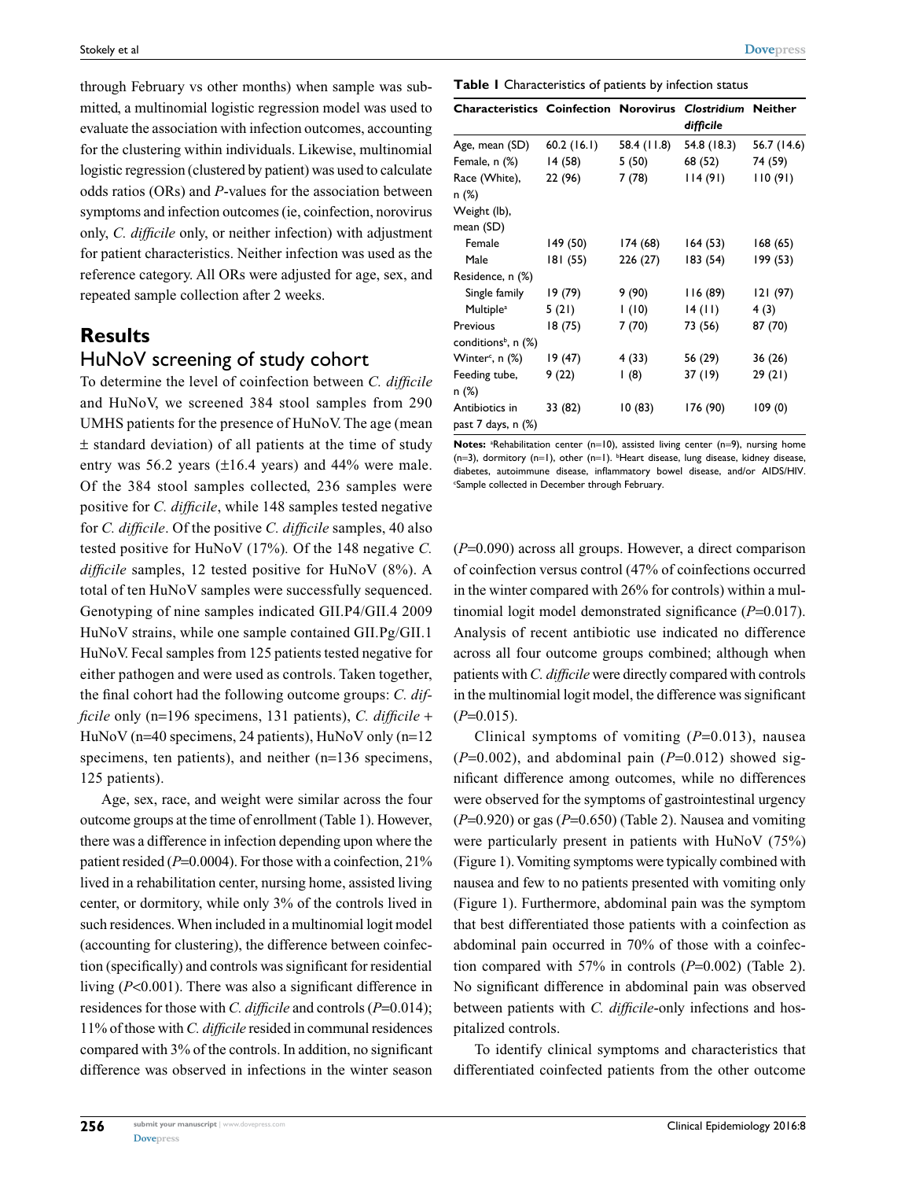through February vs other months) when sample was submitted, a multinomial logistic regression model was used to evaluate the association with infection outcomes, accounting for the clustering within individuals. Likewise, multinomial logistic regression (clustered by patient) was used to calculate odds ratios (ORs) and *P*-values for the association between symptoms and infection outcomes (ie, coinfection, norovirus only, *C. difficile* only, or neither infection) with adjustment for patient characteristics. Neither infection was used as the reference category. All ORs were adjusted for age, sex, and repeated sample collection after 2 weeks.

## Results

### HuNoV screening of study cohort

To determine the level of coinfection between *C. difficile* and HuNoV, we screened 384 stool samples from 290 UMHS patients for the presence of HuNoV. The age (mean ± standard deviation) of all patients at the time of study entry was 56.2 years (±16.4 years) and 44% were male. Of the 384 stool samples collected, 236 samples were positive for *C. difficile*, while 148 samples tested negative for *C. difficile*. Of the positive *C. difficile* samples, 40 also tested positive for HuNoV (17%). Of the 148 negative *C. difficile* samples, 12 tested positive for HuNoV (8%). A total of ten HuNoV samples were successfully sequenced. Genotyping of nine samples indicated GII.P4/GII.4 2009 HuNoV strains, while one sample contained GII.Pg/GII.1 HuNoV. Fecal samples from 125 patients tested negative for either pathogen and were used as controls. Taken together, the final cohort had the following outcome groups: *C. difficile* only (n=196 specimens, 131 patients), *C. difficile* + HuNoV (n=40 specimens, 24 patients), HuNoV only (n=12 specimens, ten patients), and neither (n=136 specimens, 125 patients).

Age, sex, race, and weight were similar across the four outcome groups at the time of enrollment (Table 1). However, there was a difference in infection depending upon where the patient resided (*P*=0.0004). For those with a coinfection, 21% lived in a rehabilitation center, nursing home, assisted living center, or dormitory, while only 3% of the controls lived in such residences. When included in a multinomial logit model (accounting for clustering), the difference between coinfection (specifically) and controls was significant for residential living (*P*<0.001). There was also a significant difference in residences for those with *C. difficile* and controls (*P*=0.014); 11% of those with *C. difficile* resided in communal residences compared with 3% of the controls. In addition, no significant difference was observed in infections in the winter season (*P*=0.090) across all groups. However, a direct comparison of coinfection versus control (47% of coinfections occurred in the winter compared with 26% for controls) within a multinomial logit model demonstrated significance (*P*=0.017). Analysis of recent antibiotic use indicated no difference across all four outcome groups combined; although when patients with *C. difficile* were directly compared with controls in the multinomial logit model, the difference was significant (*P*=0.015).

**Table 1** Characteristics of patients by infection status

| Characteristics | Coinfection | Norovirus | *Clostridium difficile* | Neither |
|---|---|---|---|---|
| Age, mean (SD) | 60.2 (16.1) | 58.4 (11.8) | 54.8 (18.3) | 56.7 (14.6) |
| Female, n (%) | 14 (58) | 5 (50) | 68 (52) | 74 (59) |
| Race (White), n (%) | 22 (96) | 7 (78) | 114 (91) | 110 (91) |
| Weight (lb), mean (SD) | | | | |
| Female | 149 (50) | 174 (68) | 164 (53) | 168 (65) |
| Male | 181 (55) | 226 (27) | 183 (54) | 199 (53) |
| Residence, n (%) | | | | |
| Single family | 19 (79) | 9 (90) | 116 (89) | 121 (97) |
| Multiple[a] | 5 (21) | 1 (10) | 14 (11) | 4 (3) |
| Previous conditions[b], n (%) | 18 (75) | 7 (70) | 73 (56) | 87 (70) |
| Winter[c], n (%) | 19 (47) | 4 (33) | 56 (29) | 36 (26) |
| Feeding tube, n (%) | 9 (22) | 1 (8) | 37 (19) | 29 (21) |
| Antibiotics in past 7 days, n (%) | 33 (82) | 10 (83) | 176 (90) | 109 (0) |

**Notes:** [a]Rehabilitation center (n=10), assisted living center (n=9), nursing home (n=3), dormitory (n=1), other (n=1). [b]Heart disease, lung disease, kidney disease, diabetes, autoimmune disease, inflammatory bowel disease, and/or AIDS/HIV. [c]Sample collected in December through February.

Clinical symptoms of vomiting (*P*=0.013), nausea (*P*=0.002), and abdominal pain (*P*=0.012) showed significant difference among outcomes, while no differences were observed for the symptoms of gastrointestinal urgency (*P*=0.920) or gas (*P*=0.650) (Table 2). Nausea and vomiting were particularly present in patients with HuNoV (75%) (Figure 1). Vomiting symptoms were typically combined with nausea and few to no patients presented with vomiting only (Figure 1). Furthermore, abdominal pain was the symptom that best differentiated those patients with a coinfection as abdominal pain occurred in 70% of those with a coinfection compared with 57% in controls (*P*=0.002) (Table 2). No significant difference in abdominal pain was observed between patients with *C. difficile*-only infections and hospitalized controls.

To identify clinical symptoms and characteristics that differentiated coinfected patients from the other outcome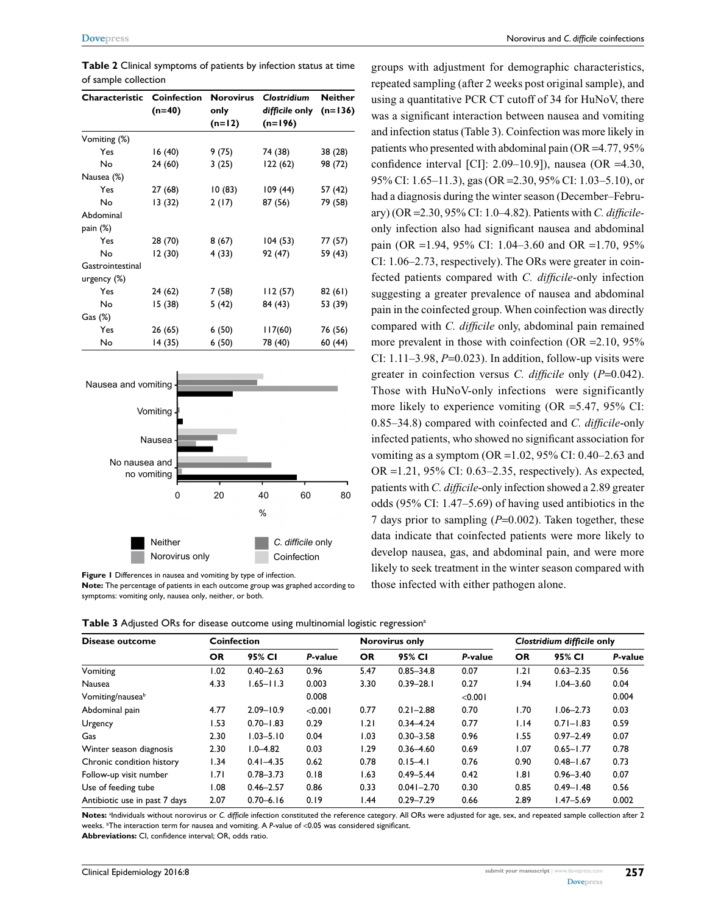**Table 2** Clinical symptoms of patients by infection status at time of sample collection

| Characteristic | Coinfection (n=40) | Norovirus only (n=12) | *Clostridium difficile* only (n=196) | Neither (n=136) |
|---|---|---|---|---|
| Vomiting (%) | | | | |
| Yes | 16 (40) | 9 (75) | 74 (38) | 38 (28) |
| No | 24 (60) | 3 (25) | 122 (62) | 98 (72) |
| Nausea (%) | | | | |
| Yes | 27 (68) | 10 (83) | 109 (44) | 57 (42) |
| No | 13 (32) | 2 (17) | 87 (56) | 79 (58) |
| Abdominal pain (%) | | | | |
| Yes | 28 (70) | 8 (67) | 104 (53) | 77 (57) |
| No | 12 (30) | 4 (33) | 92 (47) | 59 (43) |
| Gastrointestinal urgency (%) | | | | |
| Yes | 24 (62) | 7 (58) | 112 (57) | 82 (61) |
| No | 15 (38) | 5 (42) | 84 (43) | 53 (39) |
| Gas (%) | | | | |
| Yes | 26 (65) | 6 (50) | 117(60) | 76 (56) |
| No | 14 (35) | 6 (50) | 78 (40) | 60 (44) |

**Figure 1** Differences in nausea and vomiting by type of infection.
**Note:** The percentage of patients in each outcome group was graphed according to symptoms: vomiting only, nausea only, neither, or both.

groups with adjustment for demographic characteristics, repeated sampling (after 2 weeks post original sample), and using a quantitative PCR CT cutoff of 34 for HuNoV, there was a significant interaction between nausea and vomiting and infection status (Table 3). Coinfection was more likely in patients who presented with abdominal pain (OR =4.77, 95% confidence interval [CI]: 2.09–10.9]), nausea (OR =4.30, 95% CI: 1.65–11.3), gas (OR =2.30, 95% CI: 1.03–5.10), or had a diagnosis during the winter season (December–February) (OR =2.30, 95% CI: 1.0–4.82). Patients with *C. difficile*-only infection also had significant nausea and abdominal pain (OR =1.94, 95% CI: 1.04–3.60 and OR =1.70, 95% CI: 1.06–2.73, respectively). The ORs were greater in coinfected patients compared with *C. difficile*-only infection suggesting a greater prevalence of nausea and abdominal pain in the coinfected group. When coinfection was directly compared with *C. difficile* only, abdominal pain remained more prevalent in those with coinfection (OR =2.10, 95% CI: 1.11–3.98, $P$=0.023). In addition, follow-up visits were greater in coinfection versus *C. difficile* only ($P$=0.042). Those with HuNoV-only infections were significantly more likely to experience vomiting (OR =5.47, 95% CI: 0.85–34.8) compared with coinfected and *C. difficile*-only infected patients, who showed no significant association for vomiting as a symptom (OR =1.02, 95% CI: 0.40–2.63 and OR =1.21, 95% CI: 0.63–2.35, respectively). As expected, patients with *C. difficile*-only infection showed a 2.89 greater odds (95% CI: 1.47–5.69) of having used antibiotics in the 7 days prior to sampling ($P$=0.002). Taken together, these data indicate that coinfected patients were more likely to develop nausea, gas, and abdominal pain, and were more likely to seek treatment in the winter season compared with those infected with either pathogen alone.

**Table 3** Adjusted ORs for disease outcome using multinomial logistic regression[a]

| Disease outcome | Coinfection | | | Norovirus only | | | *Clostridium difficile* only | | |
|---|---|---|---|---|---|---|---|---|---|
| | OR | 95% CI | *P*-value | OR | 95% CI | *P*-value | OR | 95% CI | *P*-value |
| Vomiting | 1.02 | 0.40–2.63 | 0.96 | 5.47 | 0.85–34.8 | 0.07 | 1.21 | 0.63–2.35 | 0.56 |
| Nausea | 4.33 | 1.65–11.3 | 0.003 | 3.30 | 0.39–28.1 | 0.27 | 1.94 | 1.04–3.60 | 0.04 |
| Vomiting/nausea[b] | | | 0.008 | | | <0.001 | | | 0.004 |
| Abdominal pain | 4.77 | 2.09–10.9 | <0.001 | 0.77 | 0.21–2.88 | 0.70 | 1.70 | 1.06–2.73 | 0.03 |
| Urgency | 1.53 | 0.70–1.83 | 0.29 | 1.21 | 0.34–4.24 | 0.77 | 1.14 | 0.71–1.83 | 0.59 |
| Gas | 2.30 | 1.03–5.10 | 0.04 | 1.03 | 0.30–3.58 | 0.96 | 1.55 | 0.97–2.49 | 0.07 |
| Winter season diagnosis | 2.30 | 1.0–4.82 | 0.03 | 1.29 | 0.36–4.60 | 0.69 | 1.07 | 0.65–1.77 | 0.78 |
| Chronic condition history | 1.34 | 0.41–4.35 | 0.62 | 0.78 | 0.15–4.1 | 0.76 | 0.90 | 0.48–1.67 | 0.73 |
| Follow-up visit number | 1.71 | 0.78–3.73 | 0.18 | 1.63 | 0.49–5.44 | 0.42 | 1.81 | 0.96–3.40 | 0.07 |
| Use of feeding tube | 1.08 | 0.46–2.57 | 0.86 | 0.33 | 0.041–2.70 | 0.30 | 0.85 | 0.49–1.48 | 0.56 |
| Antibiotic use in past 7 days | 2.07 | 0.70–6.16 | 0.19 | 1.44 | 0.29–7.29 | 0.66 | 2.89 | 1.47–5.69 | 0.002 |

**Notes:** [a]Individuals without norovirus or *C. difficile* infection constituted the reference category. All ORs were adjusted for age, sex, and repeated sample collection after 2 weeks. [b]The interaction term for nausea and vomiting. A *P*-value of <0.05 was considered significant.
**Abbreviations:** CI, confidence interval; OR, odds ratio.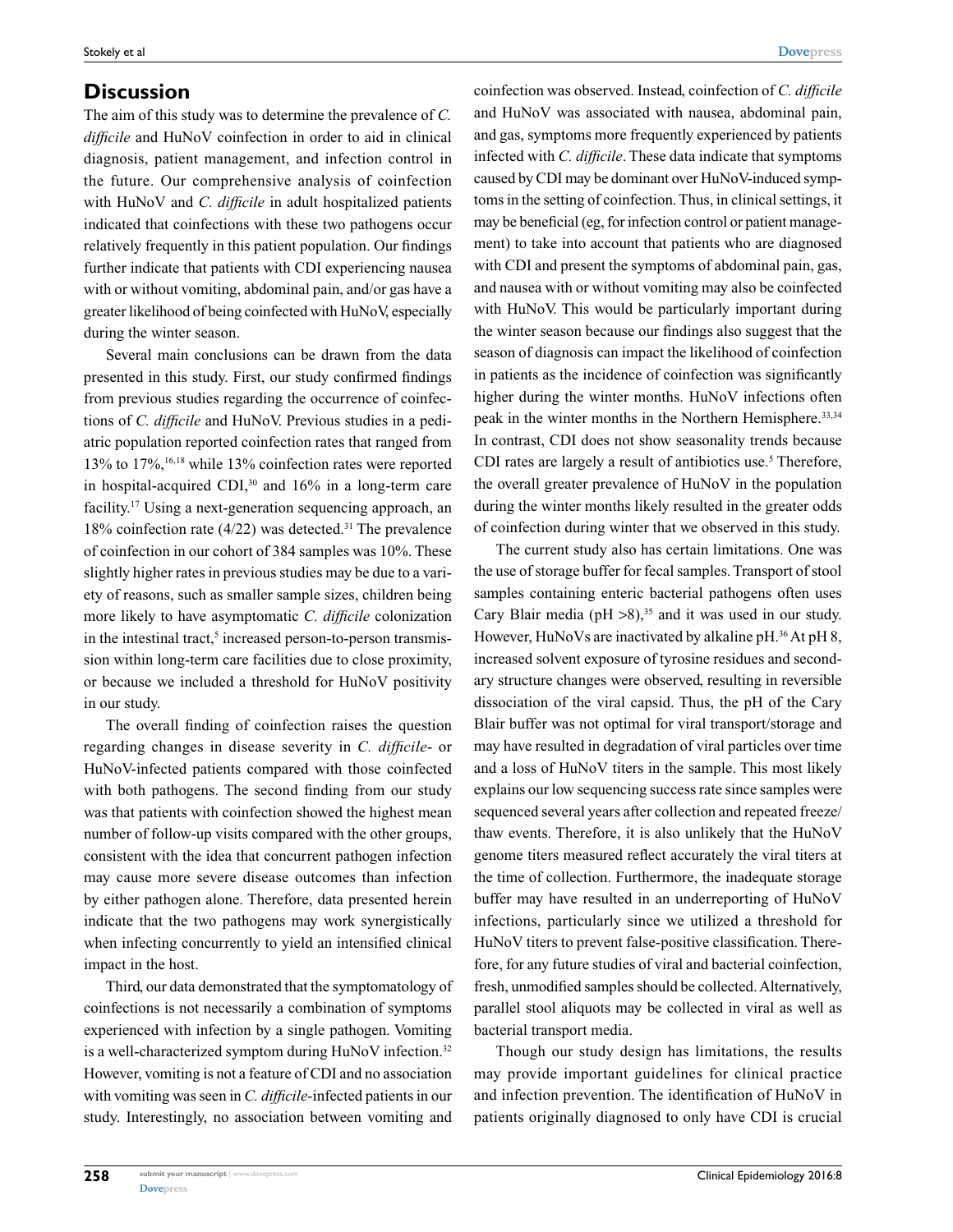## Discussion

The aim of this study was to determine the prevalence of *C. difficile* and HuNoV coinfection in order to aid in clinical diagnosis, patient management, and infection control in the future. Our comprehensive analysis of coinfection with HuNoV and *C. difficile* in adult hospitalized patients indicated that coinfections with these two pathogens occur relatively frequently in this patient population. Our findings further indicate that patients with CDI experiencing nausea with or without vomiting, abdominal pain, and/or gas have a greater likelihood of being coinfected with HuNoV, especially during the winter season.

Several main conclusions can be drawn from the data presented in this study. First, our study confirmed findings from previous studies regarding the occurrence of coinfections of *C. difficile* and HuNoV. Previous studies in a pediatric population reported coinfection rates that ranged from 13% to 17%,[16,18] while 13% coinfection rates were reported in hospital-acquired CDI,[30] and 16% in a long-term care facility.[17] Using a next-generation sequencing approach, an 18% coinfection rate (4/22) was detected.[31] The prevalence of coinfection in our cohort of 384 samples was 10%. These slightly higher rates in previous studies may be due to a variety of reasons, such as smaller sample sizes, children being more likely to have asymptomatic *C. difficile* colonization in the intestinal tract,[5] increased person-to-person transmission within long-term care facilities due to close proximity, or because we included a threshold for HuNoV positivity in our study.

The overall finding of coinfection raises the question regarding changes in disease severity in *C. difficile*- or HuNoV-infected patients compared with those coinfected with both pathogens. The second finding from our study was that patients with coinfection showed the highest mean number of follow-up visits compared with the other groups, consistent with the idea that concurrent pathogen infection may cause more severe disease outcomes than infection by either pathogen alone. Therefore, data presented herein indicate that the two pathogens may work synergistically when infecting concurrently to yield an intensified clinical impact in the host.

Third, our data demonstrated that the symptomatology of coinfections is not necessarily a combination of symptoms experienced with infection by a single pathogen. Vomiting is a well-characterized symptom during HuNoV infection.[32] However, vomiting is not a feature of CDI and no association with vomiting was seen in *C. difficile*-infected patients in our study. Interestingly, no association between vomiting and coinfection was observed. Instead, coinfection of *C. difficile* and HuNoV was associated with nausea, abdominal pain, and gas, symptoms more frequently experienced by patients infected with *C. difficile*. These data indicate that symptoms caused by CDI may be dominant over HuNoV-induced symptoms in the setting of coinfection. Thus, in clinical settings, it may be beneficial (eg, for infection control or patient management) to take into account that patients who are diagnosed with CDI and present the symptoms of abdominal pain, gas, and nausea with or without vomiting may also be coinfected with HuNoV. This would be particularly important during the winter season because our findings also suggest that the season of diagnosis can impact the likelihood of coinfection in patients as the incidence of coinfection was significantly higher during the winter months. HuNoV infections often peak in the winter months in the Northern Hemisphere.[33,34] In contrast, CDI does not show seasonality trends because CDI rates are largely a result of antibiotics use.[5] Therefore, the overall greater prevalence of HuNoV in the population during the winter months likely resulted in the greater odds of coinfection during winter that we observed in this study.

The current study also has certain limitations. One was the use of storage buffer for fecal samples. Transport of stool samples containing enteric bacterial pathogens often uses Cary Blair media (pH >8),[35] and it was used in our study. However, HuNoVs are inactivated by alkaline pH.[36] At pH 8, increased solvent exposure of tyrosine residues and secondary structure changes were observed, resulting in reversible dissociation of the viral capsid. Thus, the pH of the Cary Blair buffer was not optimal for viral transport/storage and may have resulted in degradation of viral particles over time and a loss of HuNoV titers in the sample. This most likely explains our low sequencing success rate since samples were sequenced several years after collection and repeated freeze/thaw events. Therefore, it is also unlikely that the HuNoV genome titers measured reflect accurately the viral titers at the time of collection. Furthermore, the inadequate storage buffer may have resulted in an underreporting of HuNoV infections, particularly since we utilized a threshold for HuNoV titers to prevent false-positive classification. Therefore, for any future studies of viral and bacterial coinfection, fresh, unmodified samples should be collected. Alternatively, parallel stool aliquots may be collected in viral as well as bacterial transport media.

Though our study design has limitations, the results may provide important guidelines for clinical practice and infection prevention. The identification of HuNoV in patients originally diagnosed to only have CDI is crucial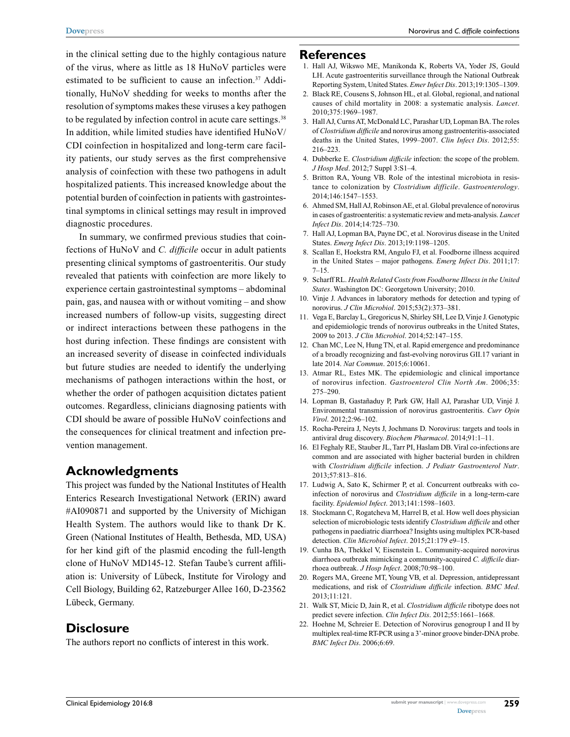in the clinical setting due to the highly contagious nature of the virus, where as little as 18 HuNoV particles were estimated to be sufficient to cause an infection.[37] Additionally, HuNoV shedding for weeks to months after the resolution of symptoms makes these viruses a key pathogen to be regulated by infection control in acute care settings.[38] In addition, while limited studies have identified HuNoV/CDI coinfection in hospitalized and long-term care facility patients, our study serves as the first comprehensive analysis of coinfection with these two pathogens in adult hospitalized patients. This increased knowledge about the potential burden of coinfection in patients with gastrointestinal symptoms in clinical settings may result in improved diagnostic procedures.

In summary, we confirmed previous studies that coinfections of HuNoV and *C. difficile* occur in adult patients presenting clinical symptoms of gastroenteritis. Our study revealed that patients with coinfection are more likely to experience certain gastrointestinal symptoms – abdominal pain, gas, and nausea with or without vomiting – and show increased numbers of follow-up visits, suggesting direct or indirect interactions between these pathogens in the host during infection. These findings are consistent with an increased severity of disease in coinfected individuals but future studies are needed to identify the underlying mechanisms of pathogen interactions within the host, or whether the order of pathogen acquisition dictates patient outcomes. Regardless, clinicians diagnosing patients with CDI should be aware of possible HuNoV coinfections and the consequences for clinical treatment and infection prevention management.

## Acknowledgments

This project was funded by the National Institutes of Health Enterics Research Investigational Network (ERIN) award #AI090871 and supported by the University of Michigan Health System. The authors would like to thank Dr K. Green (National Institutes of Health, Bethesda, MD, USA) for her kind gift of the plasmid encoding the full-length clone of HuNoV MD145-12. Stefan Taube's current affiliation is: University of Lübeck, Institute for Virology and Cell Biology, Building 62, Ratzeburger Allee 160, D-23562 Lübeck, Germany.

## Disclosure

The authors report no conflicts of interest in this work.

## References

1. Hall AJ, Wikswo ME, Manikonda K, Roberts VA, Yoder JS, Gould LH. Acute gastroenteritis surveillance through the National Outbreak Reporting System, United States. *Emer Infect Dis*. 2013;19:1305–1309.
2. Black RE, Cousens S, Johnson HL, et al. Global, regional, and national causes of child mortality in 2008: a systematic analysis. *Lancet*. 2010;375:1969–1987.
3. Hall AJ, Curns AT, McDonald LC, Parashar UD, Lopman BA. The roles of *Clostridium difficile* and norovirus among gastroenteritis-associated deaths in the United States, 1999–2007. *Clin Infect Dis*. 2012;55:216–223.
4. Dubberke E. *Clostridium difficile* infection: the scope of the problem. *J Hosp Med*. 2012;7 Suppl 3:S1–4.
5. Britton RA, Young VB. Role of the intestinal microbiota in resistance to colonization by *Clostridium difficile*. *Gastroenterology*. 2014;146:1547–1553.
6. Ahmed SM, Hall AJ, Robinson AE, et al. Global prevalence of norovirus in cases of gastroenteritis: a systematic review and meta-analysis. *Lancet Infect Dis*. 2014;14:725–730.
7. Hall AJ, Lopman BA, Payne DC, et al. Norovirus disease in the United States. *Emerg Infect Dis*. 2013;19:1198–1205.
8. Scallan E, Hoekstra RM, Angulo FJ, et al. Foodborne illness acquired in the United States – major pathogens. *Emerg Infect Dis*. 2011;17:7–15.
9. Scharff RL. *Health Related Costs from Foodborne Illness in the United States*. Washington DC: Georgetown University; 2010.
10. Vinje J. Advances in laboratory methods for detection and typing of norovirus. *J Clin Microbiol*. 2015;53(2):373–381.
11. Vega E, Barclay L, Gregoricus N, Shirley SH, Lee D, Vinje J. Genotypic and epidemiologic trends of norovirus outbreaks in the United States, 2009 to 2013. *J Clin Microbiol*. 2014;52:147–155.
12. Chan MC, Lee N, Hung TN, et al. Rapid emergence and predominance of a broadly recognizing and fast-evolving norovirus GII.17 variant in late 2014. *Nat Commun*. 2015;6:10061.
13. Atmar RL, Estes MK. The epidemiologic and clinical importance of norovirus infection. *Gastroenterol Clin North Am*. 2006;35:275–290.
14. Lopman B, Gastañaduy P, Park GW, Hall AJ, Parashar UD, Vinjé J. Environmental transmission of norovirus gastroenteritis. *Curr Opin Virol*. 2012;2:96–102.
15. Rocha-Pereira J, Neyts J, Jochmans D. Norovirus: targets and tools in antiviral drug discovery. *Biochem Pharmacol*. 2014;91:1–11.
16. El Feghaly RE, Stauber JL, Tarr PI, Haslam DB. Viral co-infections are common and are associated with higher bacterial burden in children with *Clostridium difficile* infection. *J Pediatr Gastroenterol Nutr*. 2013;57:813–816.
17. Ludwig A, Sato K, Schirmer P, et al. Concurrent outbreaks with co-infection of norovirus and *Clostridium difficile* in a long-term-care facility. *Epidemiol Infect*. 2013;141:1598–1603.
18. Stockmann C, Rogatcheva M, Harrel B, et al. How well does physician selection of microbiologic tests identify *Clostridium difficile* and other pathogens in paediatric diarrhoea? Insights using multiplex PCR-based detection. *Clin Microbiol Infect*. 2015;21:179 e9–15.
19. Cunha BA, Thekkel V, Eisenstein L. Community-acquired norovirus diarrhoea outbreak mimicking a community-acquired *C. difficile* diarrhoea outbreak. *J Hosp Infect*. 2008;70:98–100.
20. Rogers MA, Greene MT, Young VB, et al. Depression, antidepressant medications, and risk of *Clostridium difficile* infection. *BMC Med*. 2013;11:121.
21. Walk ST, Micic D, Jain R, et al. *Clostridium difficile* ribotype does not predict severe infection. *Clin Infect Dis*. 2012;55:1661–1668.
22. Hoehne M, Schreier E. Detection of Norovirus genogroup I and II by multiplex real-time RT-PCR using a 3'-minor groove binder-DNA probe. *BMC Infect Dis*. 2006;6:69.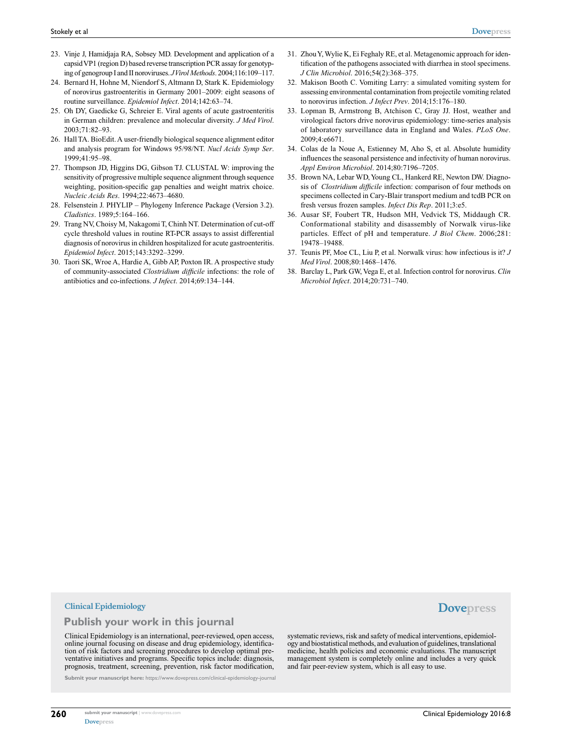23. Vinje J, Hamidjaja RA, Sobsey MD. Development and application of a capsid VP1 (region D) based reverse transcription PCR assay for genotyping of genogroup I and II noroviruses. *J Virol Methods*. 2004;116:109–117.
24. Bernard H, Hohne M, Niendorf S, Altmann D, Stark K. Epidemiology of norovirus gastroenteritis in Germany 2001–2009: eight seasons of routine surveillance. *Epidemiol Infect*. 2014;142:63–74.
25. Oh DY, Gaedicke G, Schreier E. Viral agents of acute gastroenteritis in German children: prevalence and molecular diversity. *J Med Virol*. 2003;71:82–93.
26. Hall TA. BioEdit. A user-friendly biological sequence alignment editor and analysis program for Windows 95/98/NT. *Nucl Acids Symp Ser*. 1999;41:95–98.
27. Thompson JD, Higgins DG, Gibson TJ. CLUSTAL W: improving the sensitivity of progressive multiple sequence alignment through sequence weighting, position-specific gap penalties and weight matrix choice. *Nucleic Acids Res*. 1994;22:4673–4680.
28. Felsenstein J. PHYLIP – Phylogeny Inference Package (Version 3.2). *Cladistics*. 1989;5:164–166.
29. Trang NV, Choisy M, Nakagomi T, Chinh NT. Determination of cut-off cycle threshold values in routine RT-PCR assays to assist differential diagnosis of norovirus in children hospitalized for acute gastroenteritis. *Epidemiol Infect*. 2015;143:3292–3299.
30. Taori SK, Wroe A, Hardie A, Gibb AP, Poxton IR. A prospective study of community-associated *Clostridium difficile* infections: the role of antibiotics and co-infections. *J Infect*. 2014;69:134–144.
31. Zhou Y, Wylie K, Ei Feghaly RE, et al. Metagenomic approach for identification of the pathogens associated with diarrhea in stool specimens. *J Clin Microbiol*. 2016;54(2):368–375.
32. Makison Booth C. Vomiting Larry: a simulated vomiting system for assessing environmental contamination from projectile vomiting related to norovirus infection. *J Infect Prev*. 2014;15:176–180.
33. Lopman B, Armstrong B, Atchison C, Gray JJ. Host, weather and virological factors drive norovirus epidemiology: time-series analysis of laboratory surveillance data in England and Wales. *PLoS One*. 2009;4:e6671.
34. Colas de la Noue A, Estienney M, Aho S, et al. Absolute humidity influences the seasonal persistence and infectivity of human norovirus. *Appl Environ Microbiol*. 2014;80:7196–7205.
35. Brown NA, Lebar WD, Young CL, Hankerd RE, Newton DW. Diagnosis of *Clostridium difficile* infection: comparison of four methods on specimens collected in Cary-Blair transport medium and tcdB PCR on fresh versus frozen samples. *Infect Dis Rep*. 2011;3:e5.
36. Ausar SF, Foubert TR, Hudson MH, Vedvick TS, Middaugh CR. Conformational stability and disassembly of Norwalk virus-like particles. Effect of pH and temperature. *J Biol Chem*. 2006;281:19478–19488.
37. Teunis PF, Moe CL, Liu P, et al. Norwalk virus: how infectious is it? *J Med Virol*. 2008;80:1468–1476.
38. Barclay L, Park GW, Vega E, et al. Infection control for norovirus. *Clin Microbiol Infect*. 2014;20:731–740.

**Clinical Epidemiology**

**Publish your work in this journal**

Clinical Epidemiology is an international, peer-reviewed, open access, online journal focusing on disease and drug epidemiology, identification of risk factors and screening procedures to develop optimal preventative initiatives and programs. Specific topics include: diagnosis, prognosis, treatment, screening, prevention, risk factor modification, systematic reviews, risk and safety of medical interventions, epidemiology and biostatistical methods, and evaluation of guidelines, translational medicine, health policies and economic evaluations. The manuscript management system is completely online and includes a very quick and fair peer-review system, which is all easy to use.

**Submit your manuscript here:** https://www.dovepress.com/clinical-epidemiology-journal